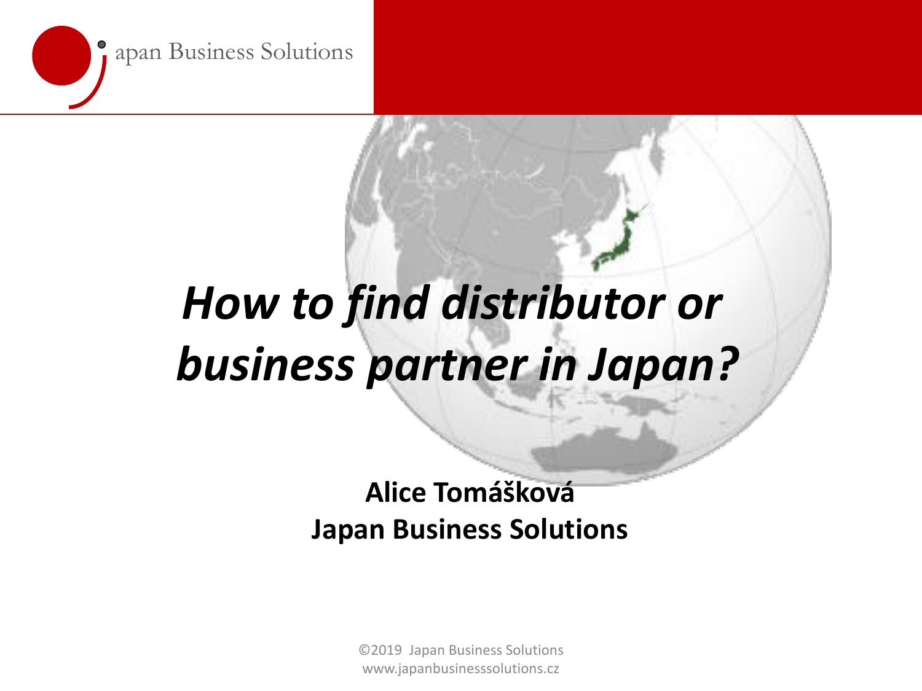Japan Business Solutions

# *How to find distributor or business partner in Japan?*

**Alice Tomášková**
**Japan Business Solutions**

©2019 Japan Business Solutions
www.japanbusinesssolutions.cz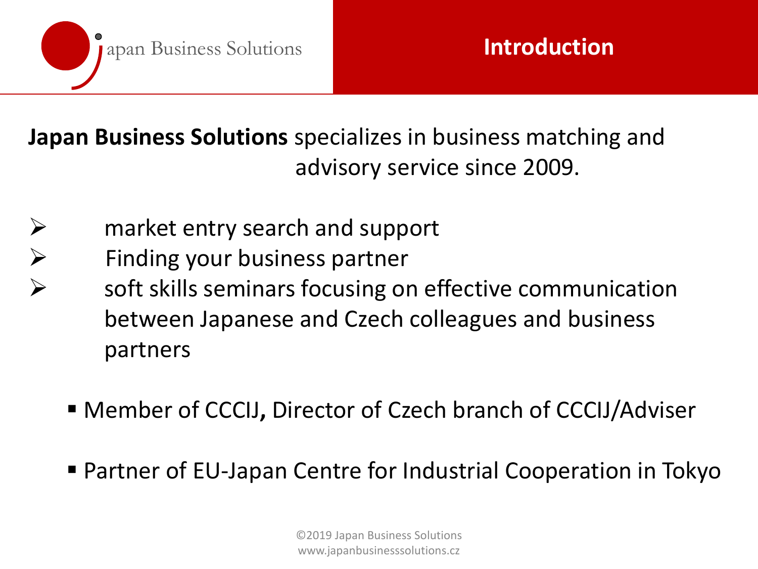# Introduction

**Japan Business Solutions** specializes in business matching and advisory service since 2009.

- market entry search and support
- Finding your business partner
- soft skills seminars focusing on effective communication between Japanese and Czech colleagues and business partners

- Member of CCCIJ**,** Director of Czech branch of CCCIJ/Adviser
- Partner of EU-Japan Centre for Industrial Cooperation in Tokyo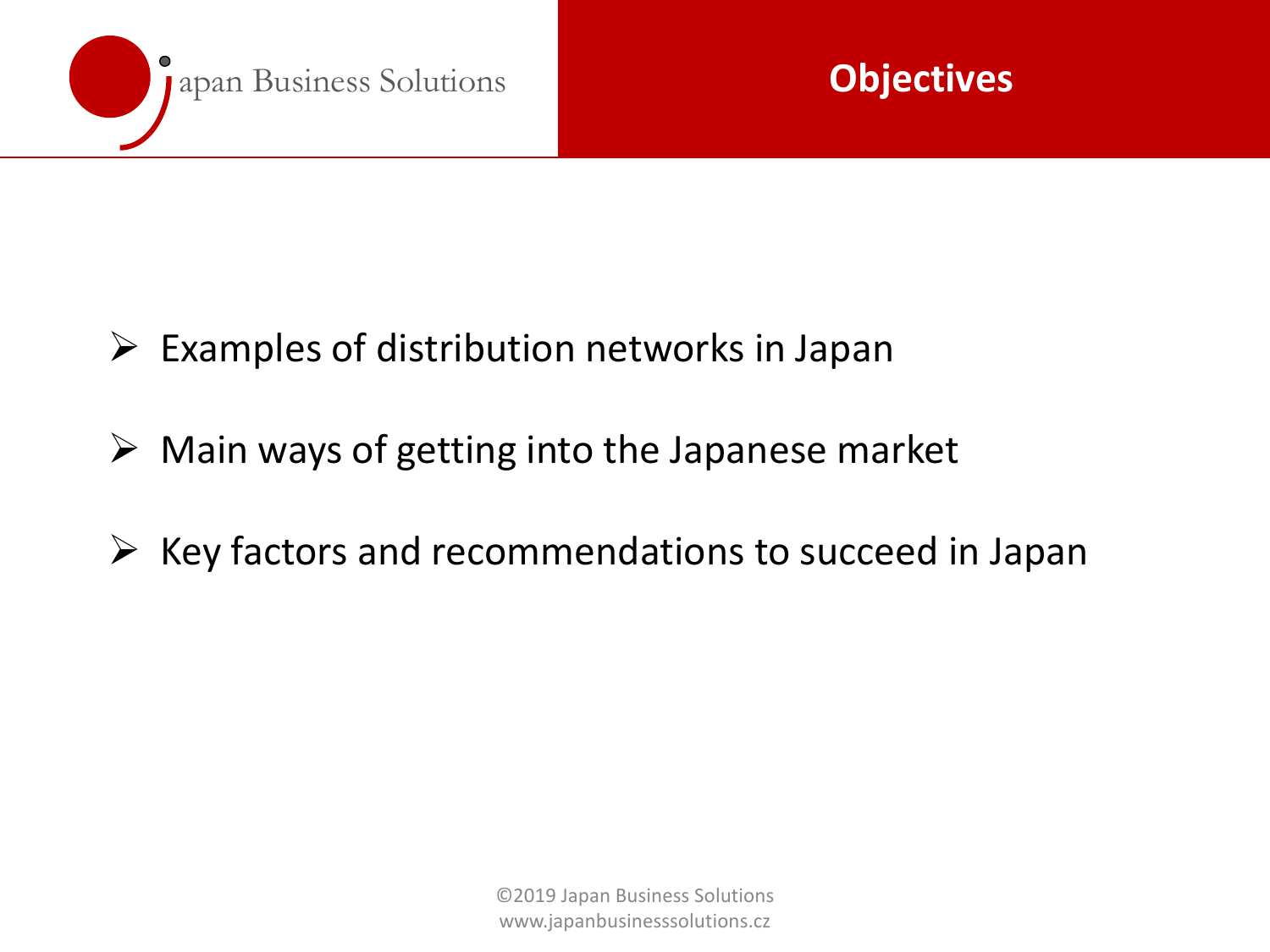# Objectives

- Examples of distribution networks in Japan
- Main ways of getting into the Japanese market
- Key factors and recommendations to succeed in Japan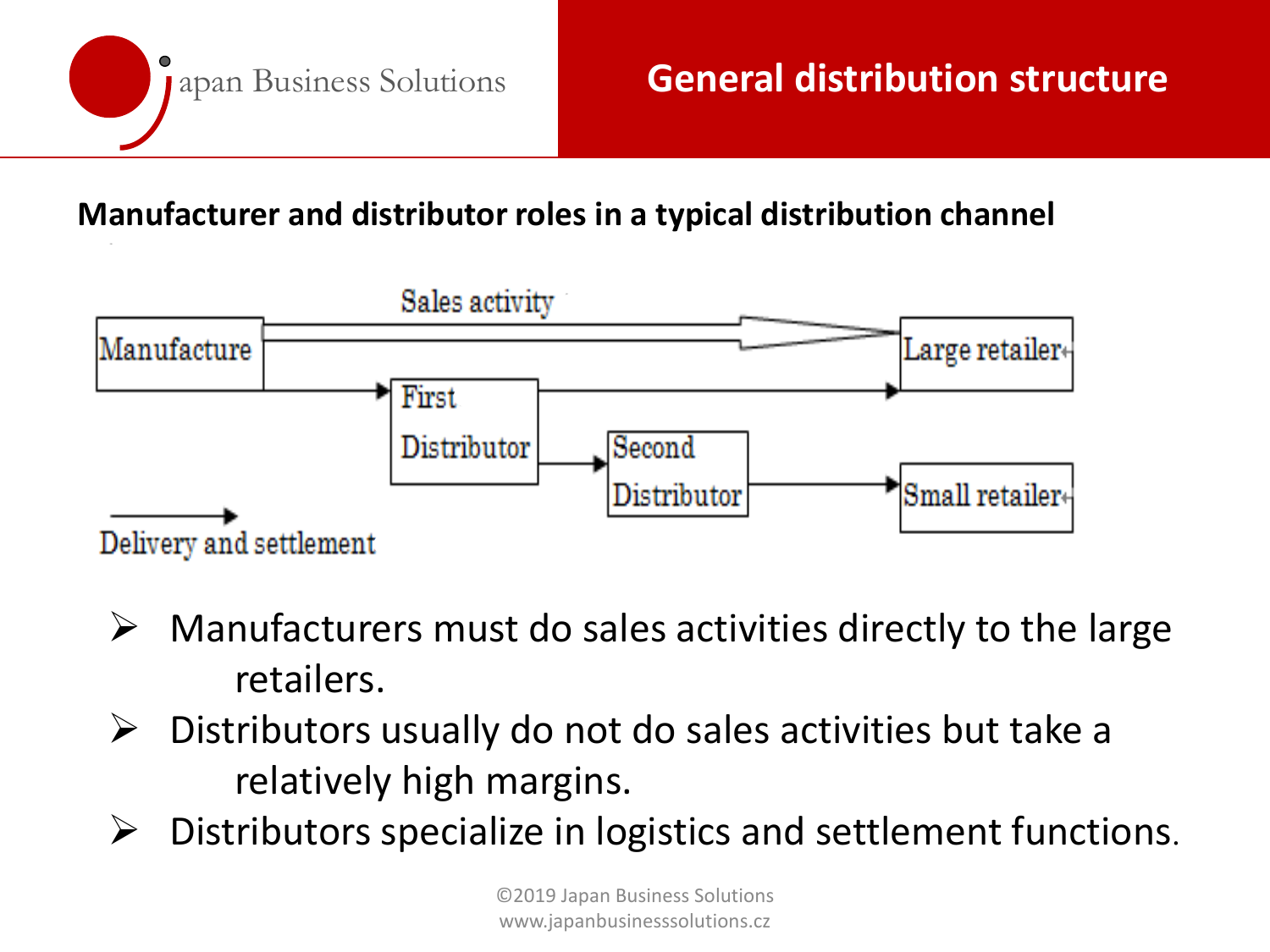# General distribution structure

**Manufacturer and distributor roles in a typical distribution channel**

Sales activity

Manufacture → First Distributor → Large retailer

First Distributor → Second Distributor → Small retailer

Delivery and settlement

- Manufacturers must do sales activities directly to the large retailers.
- Distributors usually do not do sales activities but take a relatively high margins.
- Distributors specialize in logistics and settlement functions.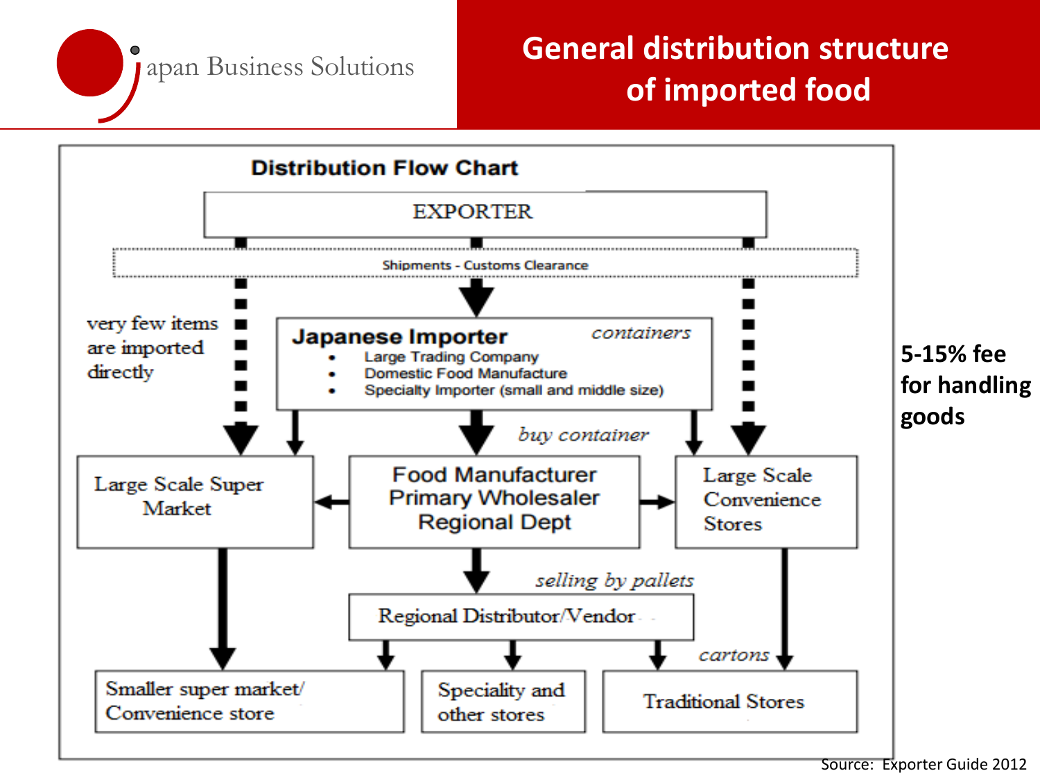# General distribution structure of imported food

**Distribution Flow Chart**

EXPORTER

Shipments - Customs Clearance

very few items are imported directly

**Japanese Importer** *containers*

- Large Trading Company
- Domestic Food Manufacture
- Specialty Importer (small and middle size)

*buy container*

Large Scale Super Market

Food Manufacturer
Primary Wholesaler
Regional Dept

Large Scale Convenience Stores

*selling by pallets*

Regional Distributor/Vendor

*cartons*

Smaller super market/ Convenience store

Speciality and other stores

Traditional Stores

**5-15% fee for handling goods**

Source: Exporter Guide 2012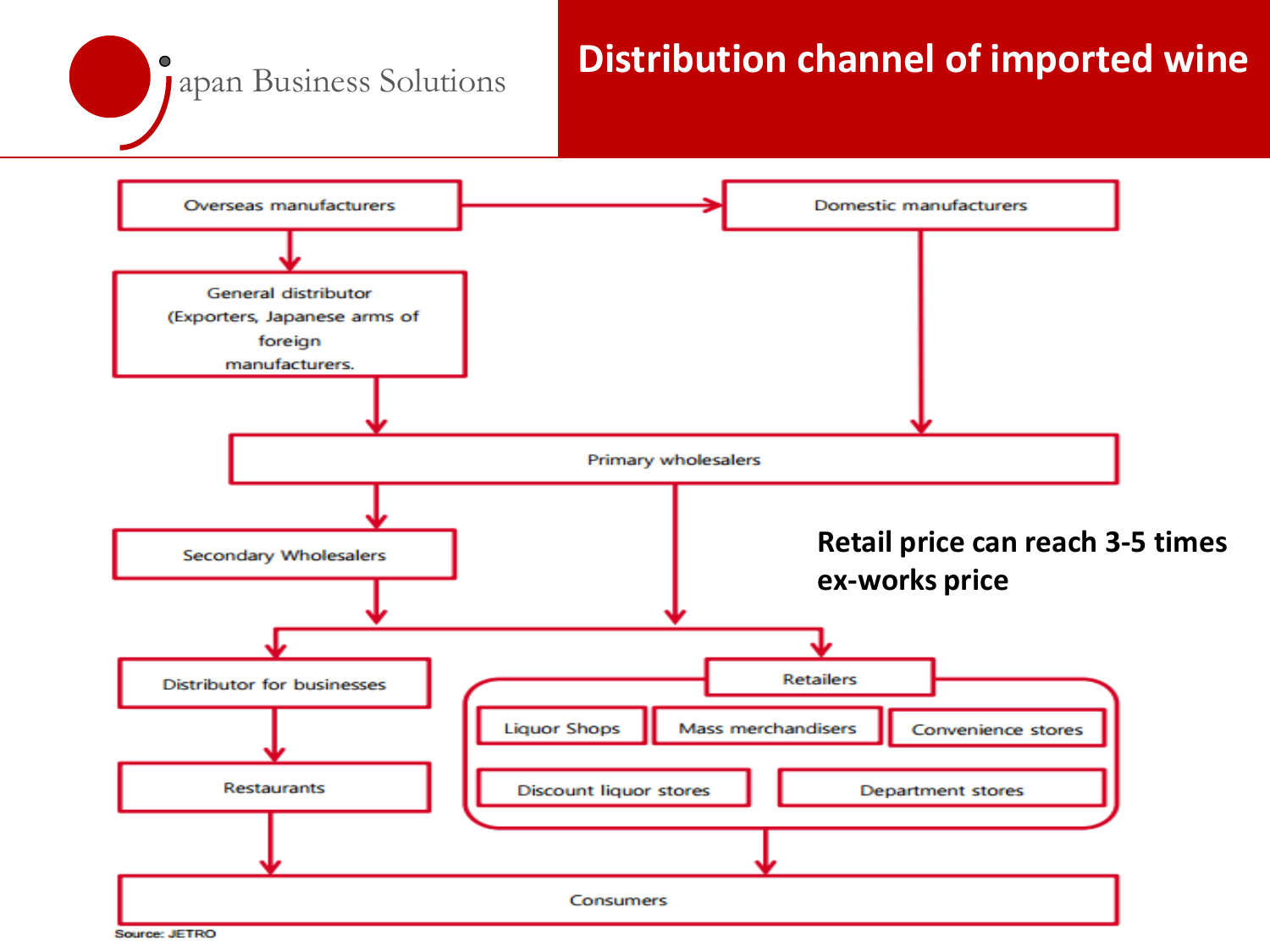# Distribution channel of imported wine

Overseas manufacturers

Domestic manufacturers

General distributor (Exporters, Japanese arms of foreign manufacturers.

Primary wholesalers

Secondary Wholesalers

**Retail price can reach 3-5 times ex-works price**

Distributor for businesses

Retailers

Liquor Shops

Mass merchandisers

Convenience stores

Discount liquor stores

Department stores

Restaurants

Consumers

Source: JETRO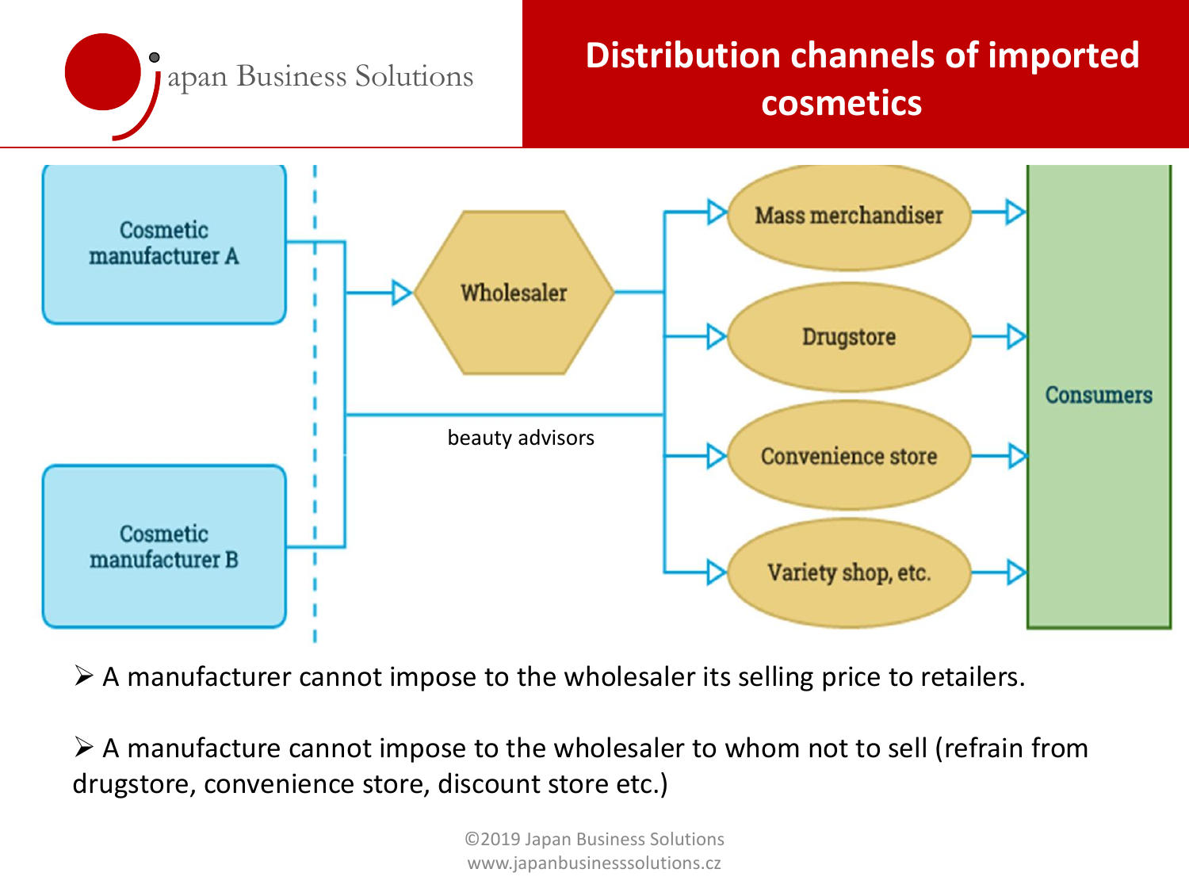# Distribution channels of imported cosmetics

Cosmetic manufacturer A

Cosmetic manufacturer B

Wholesaler

beauty advisors

Mass merchandiser

Drugstore

Convenience store

Variety shop, etc.

Consumers

- A manufacturer cannot impose to the wholesaler its selling price to retailers.
- A manufacture cannot impose to the wholesaler to whom not to sell (refrain from drugstore, convenience store, discount store etc.)

©2019 Japan Business Solutions
www.japanbusinesssolutions.cz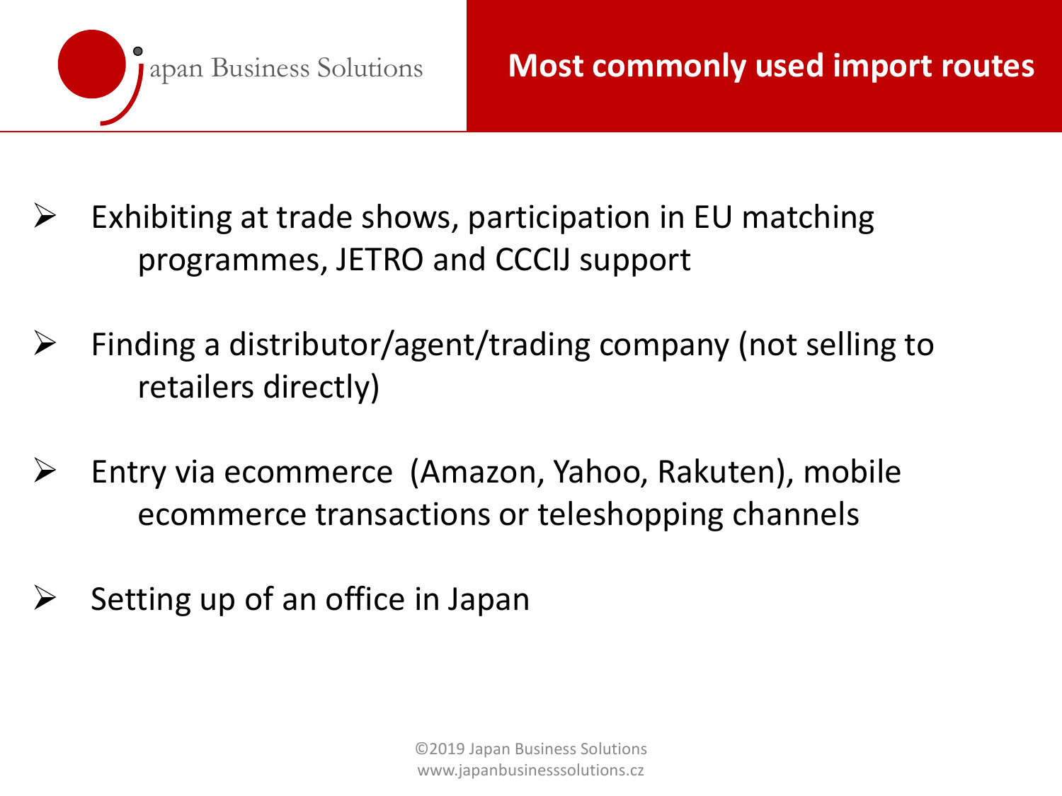# Most commonly used import routes

- Exhibiting at trade shows, participation in EU matching programmes, JETRO and CCCIJ support
- Finding a distributor/agent/trading company (not selling to retailers directly)
- Entry via ecommerce (Amazon, Yahoo, Rakuten), mobile ecommerce transactions or teleshopping channels
- Setting up of an office in Japan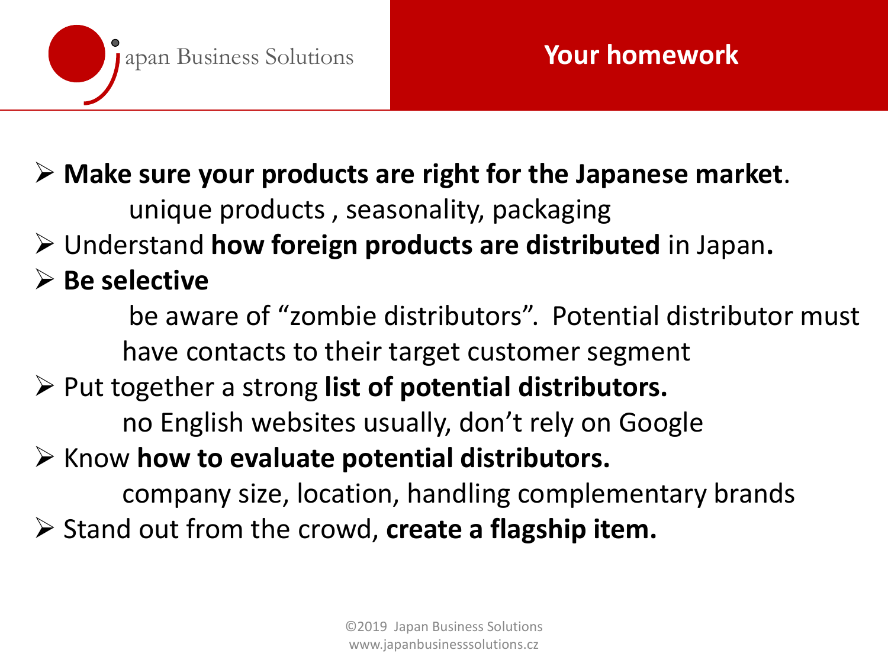# Your homework

- **Make sure your products are right for the Japanese market**.
  unique products , seasonality, packaging
- Understand **how foreign products are distributed** in Japan**.**
- **Be selective**
  be aware of "zombie distributors". Potential distributor must have contacts to their target customer segment
- Put together a strong **list of potential distributors.**
  no English websites usually, don't rely on Google
- Know **how to evaluate potential distributors.**
  company size, location, handling complementary brands
- Stand out from the crowd, **create a flagship item.**

©2019 Japan Business Solutions
www.japanbusinesssolutions.cz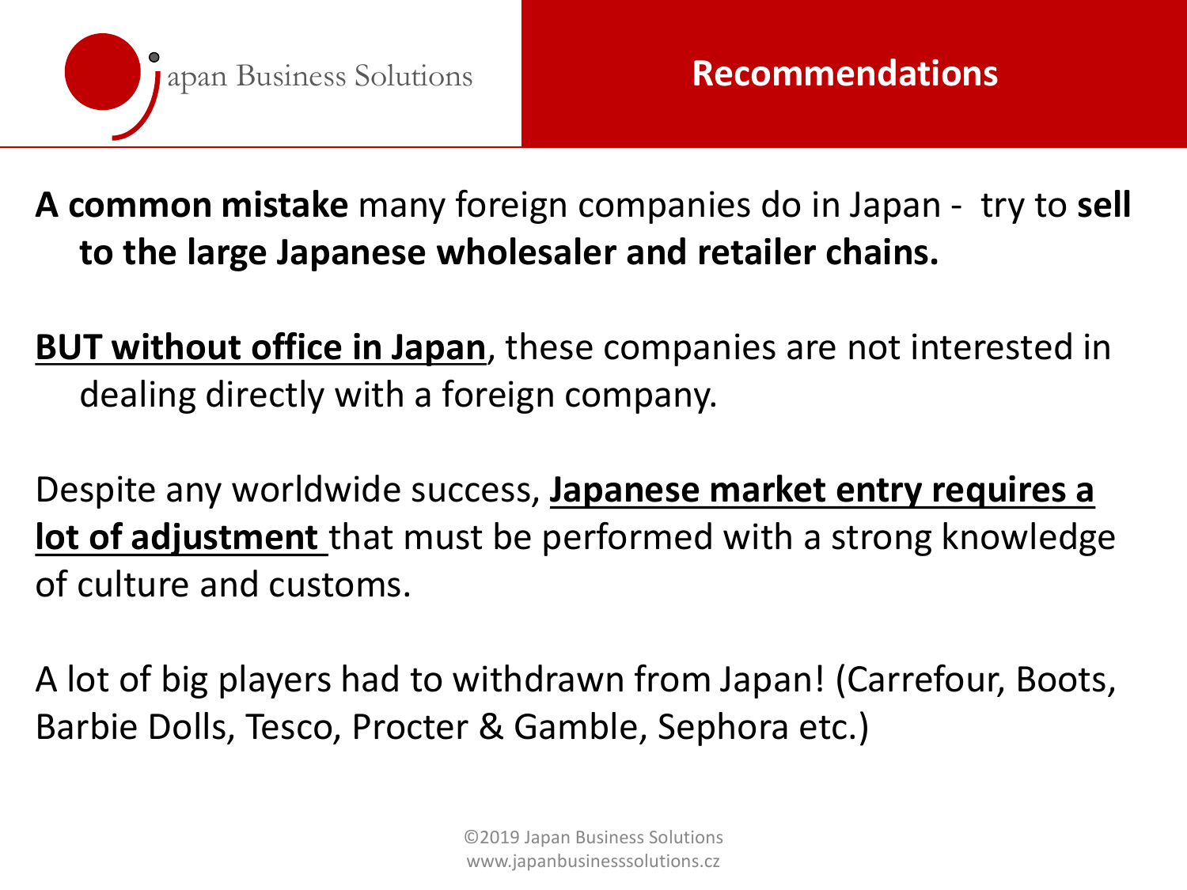## Recommendations

**A common mistake** many foreign companies do in Japan - try to **sell to the large Japanese wholesaler and retailer chains.**

**BUT without office in Japan**, these companies are not interested in dealing directly with a foreign company.

Despite any worldwide success, **Japanese market entry requires a lot of adjustment** that must be performed with a strong knowledge of culture and customs.

A lot of big players had to withdrawn from Japan! (Carrefour, Boots, Barbie Dolls, Tesco, Procter & Gamble, Sephora etc.)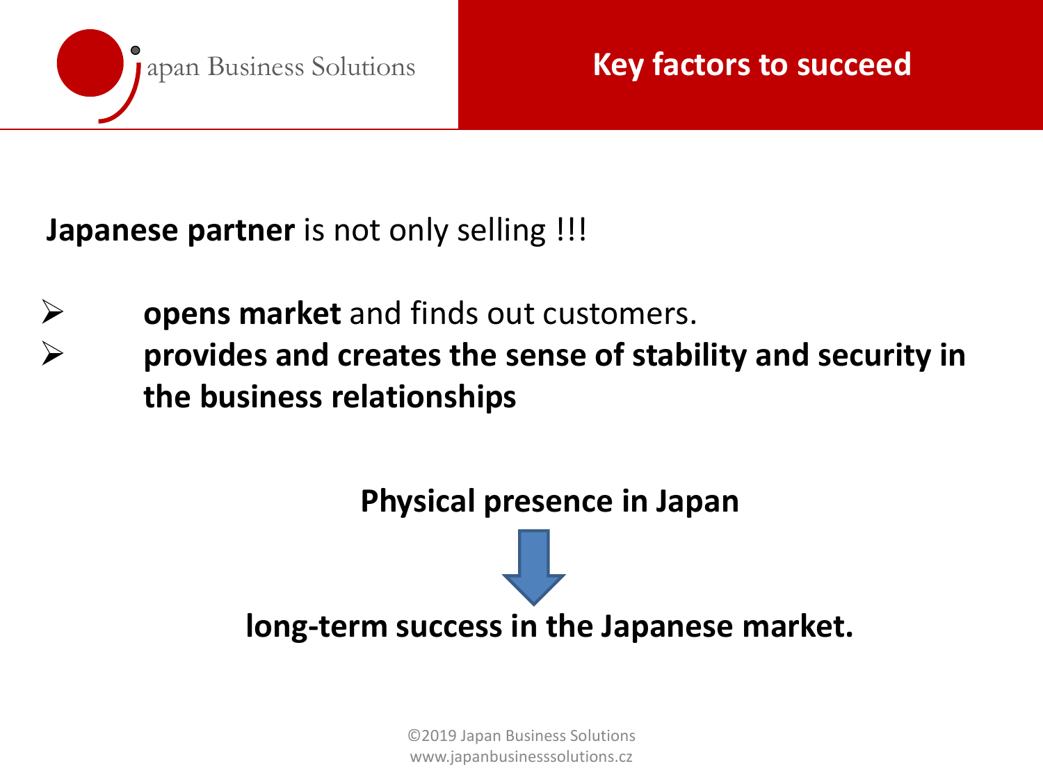# Key factors to succeed

**Japanese partner** is not only selling !!!

- **opens market** and finds out customers.
- **provides and creates the sense of stability and security in the business relationships**

**Physical presence in Japan**

↓

**long-term success in the Japanese market.**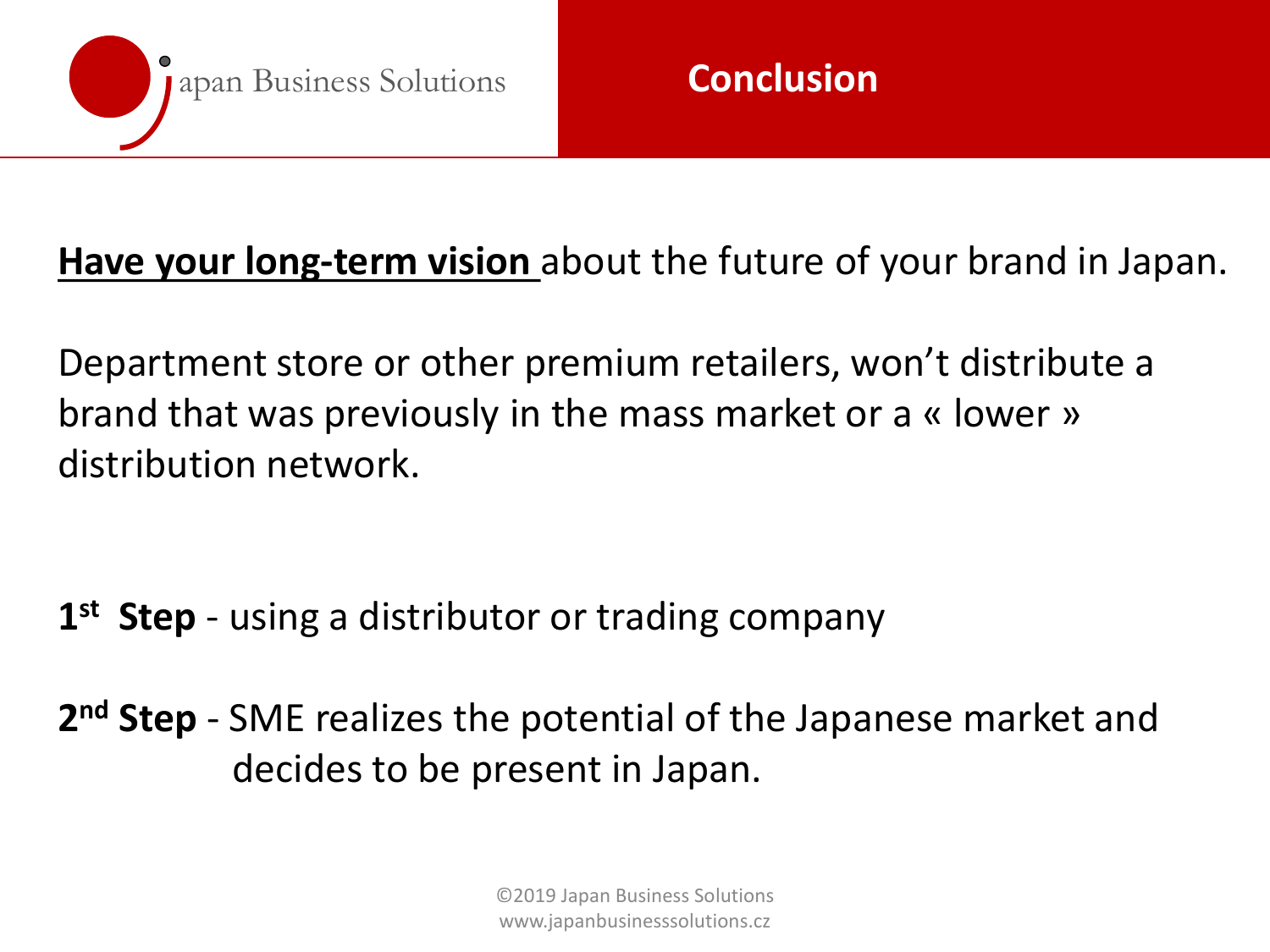# Conclusion

**<u>Have your long-term vision</u>** about the future of your brand in Japan.

Department store or other premium retailers, won't distribute a brand that was previously in the mass market or a « lower » distribution network.

**1st Step** - using a distributor or trading company

**2nd Step** - SME realizes the potential of the Japanese market and decides to be present in Japan.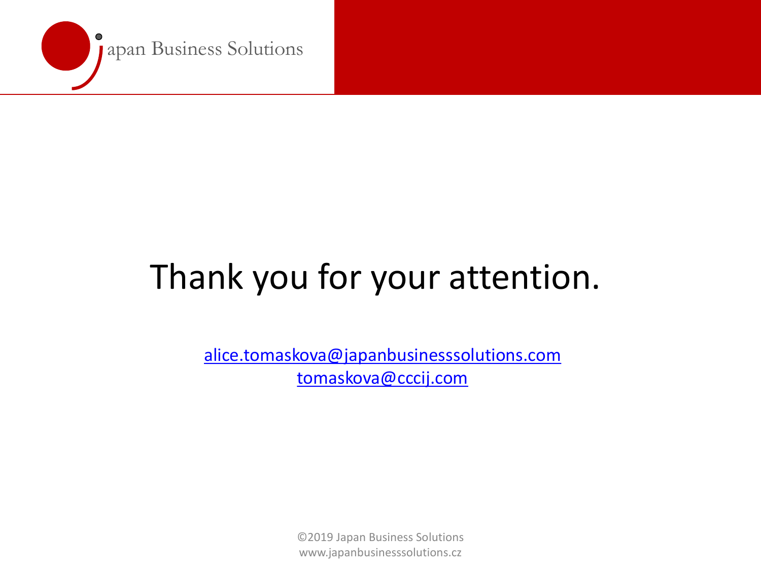# Thank you for your attention.

alice.tomaskova@japanbusinesssolutions.com
tomaskova@cccij.com

©2019 Japan Business Solutions
www.japanbusinesssolutions.cz